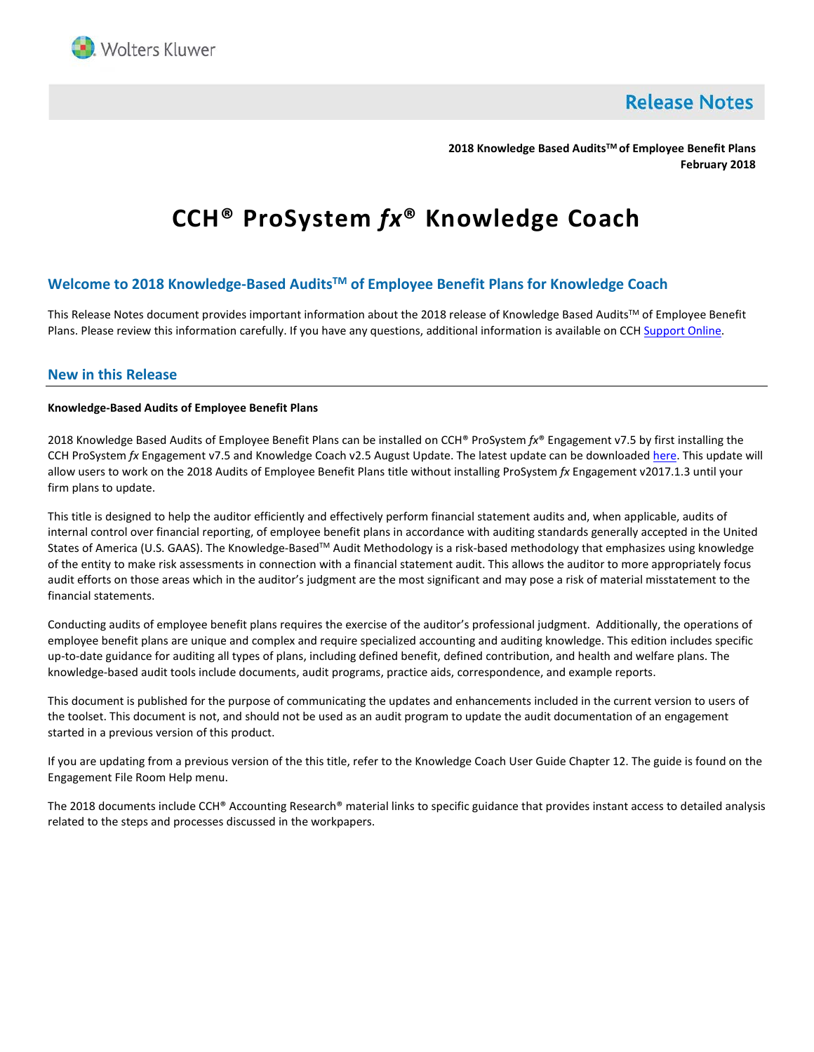# Release Notes

**2018 Knowledge Based Audits™ of Employee Benefit Plans**
**February 2018**

# CCH® ProSystem *fx*® Knowledge Coach

## Welcome to 2018 Knowledge-Based Audits™ of Employee Benefit Plans for Knowledge Coach

This Release Notes document provides important information about the 2018 release of Knowledge Based Audits™ of Employee Benefit Plans. Please review this information carefully. If you have any questions, additional information is available on CCH Support Online.

## New in this Release

**Knowledge-Based Audits of Employee Benefit Plans**

2018 Knowledge Based Audits of Employee Benefit Plans can be installed on CCH® ProSystem *fx*® Engagement v7.5 by first installing the CCH ProSystem *fx* Engagement v7.5 and Knowledge Coach v2.5 August Update. The latest update can be downloaded here. This update will allow users to work on the 2018 Audits of Employee Benefit Plans title without installing ProSystem *fx* Engagement v2017.1.3 until your firm plans to update.

This title is designed to help the auditor efficiently and effectively perform financial statement audits and, when applicable, audits of internal control over financial reporting, of employee benefit plans in accordance with auditing standards generally accepted in the United States of America (U.S. GAAS). The Knowledge-Based™ Audit Methodology is a risk-based methodology that emphasizes using knowledge of the entity to make risk assessments in connection with a financial statement audit. This allows the auditor to more appropriately focus audit efforts on those areas which in the auditor's judgment are the most significant and may pose a risk of material misstatement to the financial statements.

Conducting audits of employee benefit plans requires the exercise of the auditor's professional judgment. Additionally, the operations of employee benefit plans are unique and complex and require specialized accounting and auditing knowledge. This edition includes specific up-to-date guidance for auditing all types of plans, including defined benefit, defined contribution, and health and welfare plans. The knowledge-based audit tools include documents, audit programs, practice aids, correspondence, and example reports.

This document is published for the purpose of communicating the updates and enhancements included in the current version to users of the toolset. This document is not, and should not be used as an audit program to update the audit documentation of an engagement started in a previous version of this product.

If you are updating from a previous version of the this title, refer to the Knowledge Coach User Guide Chapter 12. The guide is found on the Engagement File Room Help menu.

The 2018 documents include CCH® Accounting Research® material links to specific guidance that provides instant access to detailed analysis related to the steps and processes discussed in the workpapers.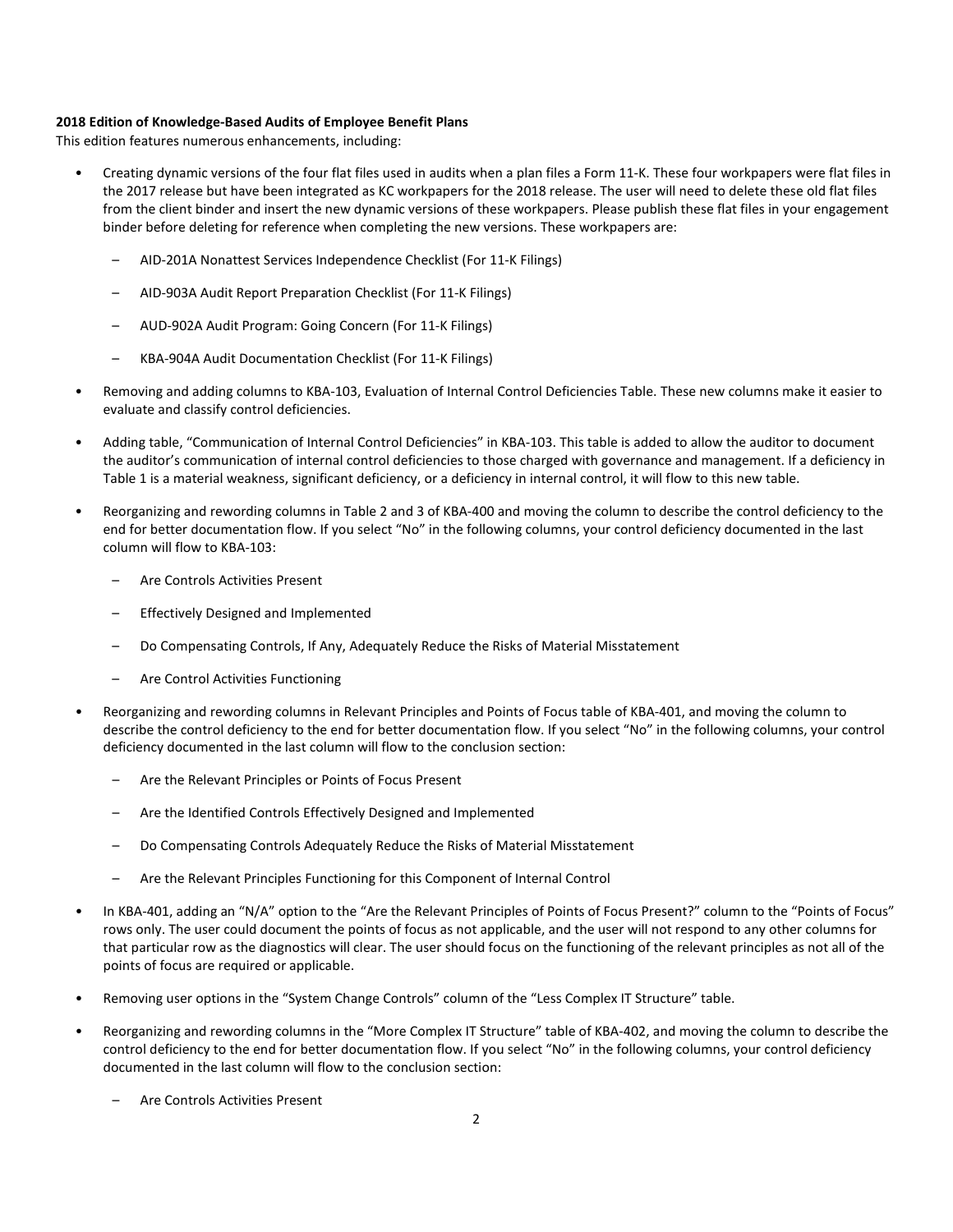**2018 Edition of Knowledge-Based Audits of Employee Benefit Plans**

This edition features numerous enhancements, including:

- Creating dynamic versions of the four flat files used in audits when a plan files a Form 11-K. These four workpapers were flat files in the 2017 release but have been integrated as KC workpapers for the 2018 release. The user will need to delete these old flat files from the client binder and insert the new dynamic versions of these workpapers. Please publish these flat files in your engagement binder before deleting for reference when completing the new versions. These workpapers are:
  - AID-201A Nonattest Services Independence Checklist (For 11-K Filings)
  - AID-903A Audit Report Preparation Checklist (For 11-K Filings)
  - AUD-902A Audit Program: Going Concern (For 11-K Filings)
  - KBA-904A Audit Documentation Checklist (For 11-K Filings)
- Removing and adding columns to KBA-103, Evaluation of Internal Control Deficiencies Table. These new columns make it easier to evaluate and classify control deficiencies.
- Adding table, "Communication of Internal Control Deficiencies" in KBA-103. This table is added to allow the auditor to document the auditor's communication of internal control deficiencies to those charged with governance and management. If a deficiency in Table 1 is a material weakness, significant deficiency, or a deficiency in internal control, it will flow to this new table.
- Reorganizing and rewording columns in Table 2 and 3 of KBA-400 and moving the column to describe the control deficiency to the end for better documentation flow. If you select "No" in the following columns, your control deficiency documented in the last column will flow to KBA-103:
  - Are Controls Activities Present
  - Effectively Designed and Implemented
  - Do Compensating Controls, If Any, Adequately Reduce the Risks of Material Misstatement
  - Are Control Activities Functioning
- Reorganizing and rewording columns in Relevant Principles and Points of Focus table of KBA-401, and moving the column to describe the control deficiency to the end for better documentation flow. If you select "No" in the following columns, your control deficiency documented in the last column will flow to the conclusion section:
  - Are the Relevant Principles or Points of Focus Present
  - Are the Identified Controls Effectively Designed and Implemented
  - Do Compensating Controls Adequately Reduce the Risks of Material Misstatement
  - Are the Relevant Principles Functioning for this Component of Internal Control
- In KBA-401, adding an "N/A" option to the "Are the Relevant Principles of Points of Focus Present?" column to the "Points of Focus" rows only. The user could document the points of focus as not applicable, and the user will not respond to any other columns for that particular row as the diagnostics will clear. The user should focus on the functioning of the relevant principles as not all of the points of focus are required or applicable.
- Removing user options in the "System Change Controls" column of the "Less Complex IT Structure" table.
- Reorganizing and rewording columns in the "More Complex IT Structure" table of KBA-402, and moving the column to describe the control deficiency to the end for better documentation flow. If you select "No" in the following columns, your control deficiency documented in the last column will flow to the conclusion section:
  - Are Controls Activities Present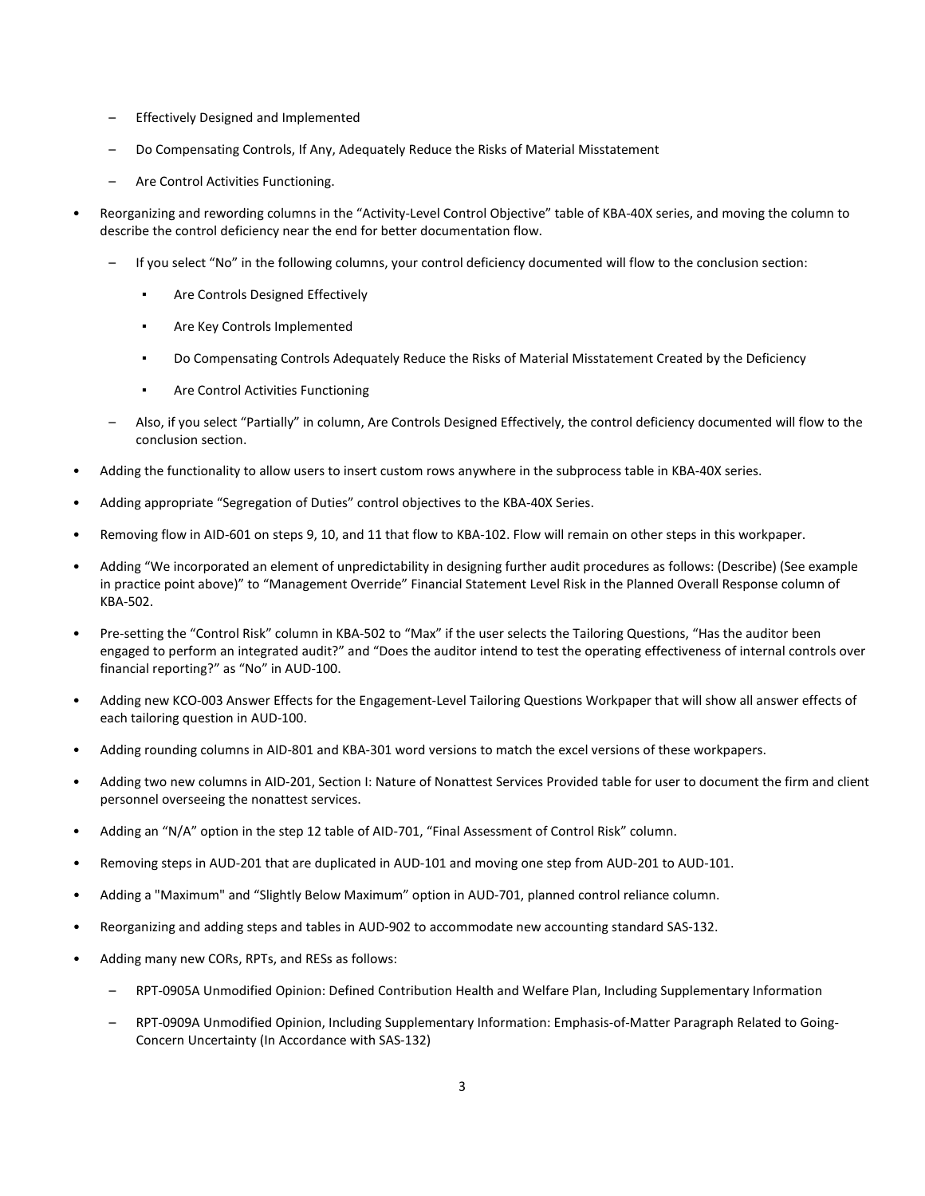- Effectively Designed and Implemented
- Do Compensating Controls, If Any, Adequately Reduce the Risks of Material Misstatement
- Are Control Activities Functioning.

- Reorganizing and rewording columns in the "Activity-Level Control Objective" table of KBA-40X series, and moving the column to describe the control deficiency near the end for better documentation flow.
  - If you select "No" in the following columns, your control deficiency documented will flow to the conclusion section:
    - Are Controls Designed Effectively
    - Are Key Controls Implemented
    - Do Compensating Controls Adequately Reduce the Risks of Material Misstatement Created by the Deficiency
    - Are Control Activities Functioning
  - Also, if you select "Partially" in column, Are Controls Designed Effectively, the control deficiency documented will flow to the conclusion section.
- Adding the functionality to allow users to insert custom rows anywhere in the subprocess table in KBA-40X series.
- Adding appropriate "Segregation of Duties" control objectives to the KBA-40X Series.
- Removing flow in AID-601 on steps 9, 10, and 11 that flow to KBA-102. Flow will remain on other steps in this workpaper.
- Adding "We incorporated an element of unpredictability in designing further audit procedures as follows: (Describe) (See example in practice point above)" to "Management Override" Financial Statement Level Risk in the Planned Overall Response column of KBA-502.
- Pre-setting the "Control Risk" column in KBA-502 to "Max" if the user selects the Tailoring Questions, "Has the auditor been engaged to perform an integrated audit?" and "Does the auditor intend to test the operating effectiveness of internal controls over financial reporting?" as "No" in AUD-100.
- Adding new KCO-003 Answer Effects for the Engagement-Level Tailoring Questions Workpaper that will show all answer effects of each tailoring question in AUD-100.
- Adding rounding columns in AID-801 and KBA-301 word versions to match the excel versions of these workpapers.
- Adding two new columns in AID-201, Section I: Nature of Nonattest Services Provided table for user to document the firm and client personnel overseeing the nonattest services.
- Adding an "N/A" option in the step 12 table of AID-701, "Final Assessment of Control Risk" column.
- Removing steps in AUD-201 that are duplicated in AUD-101 and moving one step from AUD-201 to AUD-101.
- Adding a "Maximum" and "Slightly Below Maximum" option in AUD-701, planned control reliance column.
- Reorganizing and adding steps and tables in AUD-902 to accommodate new accounting standard SAS-132.
- Adding many new CORs, RPTs, and RESs as follows:
  - RPT-0905A Unmodified Opinion: Defined Contribution Health and Welfare Plan, Including Supplementary Information
  - RPT-0909A Unmodified Opinion, Including Supplementary Information: Emphasis-of-Matter Paragraph Related to Going-Concern Uncertainty (In Accordance with SAS-132)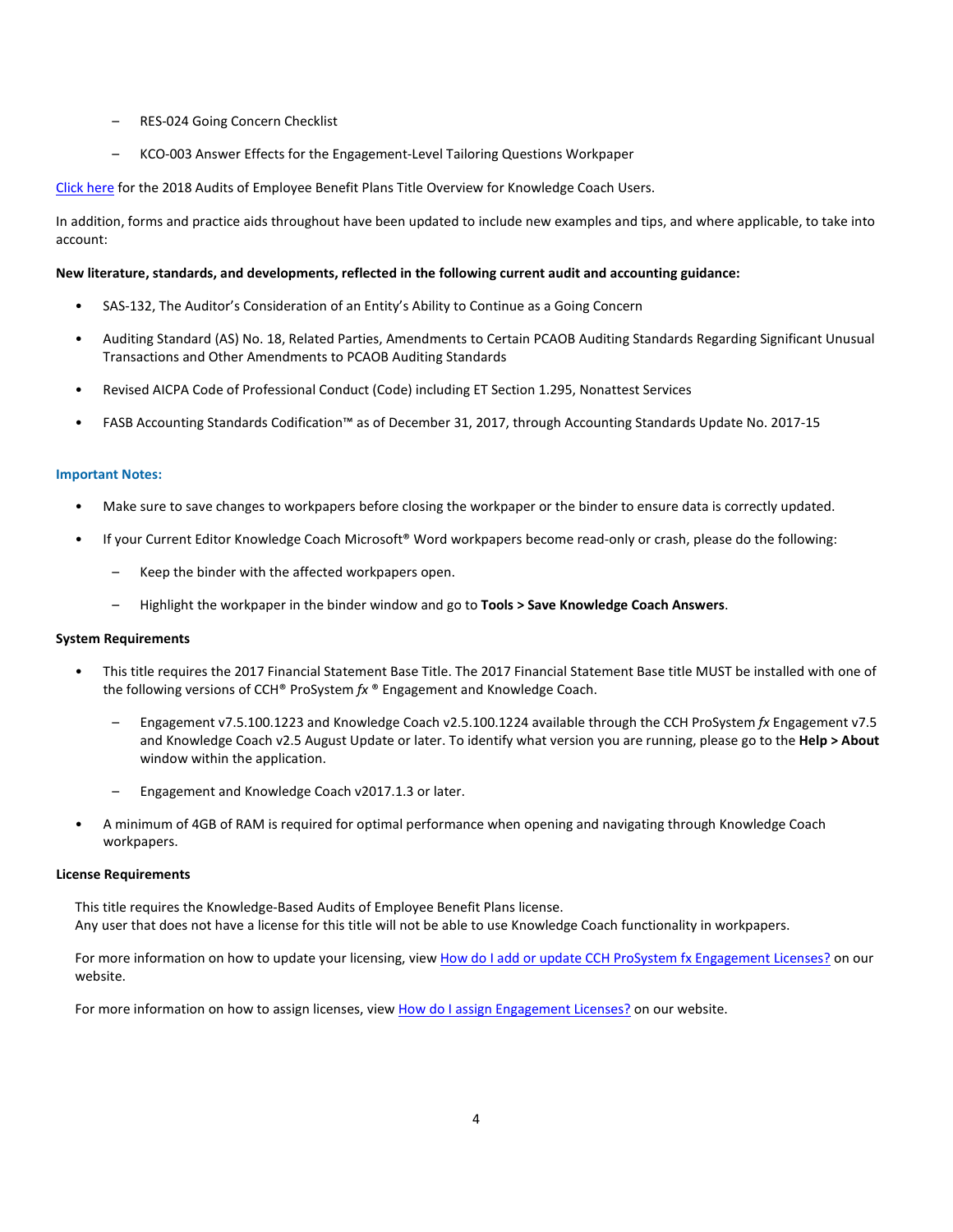- RES-024 Going Concern Checklist
- KCO-003 Answer Effects for the Engagement-Level Tailoring Questions Workpaper

[Click here](#) for the 2018 Audits of Employee Benefit Plans Title Overview for Knowledge Coach Users.

In addition, forms and practice aids throughout have been updated to include new examples and tips, and where applicable, to take into account:

**New literature, standards, and developments, reflected in the following current audit and accounting guidance:**

- SAS-132, The Auditor's Consideration of an Entity's Ability to Continue as a Going Concern
- Auditing Standard (AS) No. 18, Related Parties, Amendments to Certain PCAOB Auditing Standards Regarding Significant Unusual Transactions and Other Amendments to PCAOB Auditing Standards
- Revised AICPA Code of Professional Conduct (Code) including ET Section 1.295, Nonattest Services
- FASB Accounting Standards Codification™ as of December 31, 2017, through Accounting Standards Update No. 2017-15

### Important Notes:

- Make sure to save changes to workpapers before closing the workpaper or the binder to ensure data is correctly updated.
- If your Current Editor Knowledge Coach Microsoft® Word workpapers become read-only or crash, please do the following:
  - Keep the binder with the affected workpapers open.
  - Highlight the workpaper in the binder window and go to **Tools > Save Knowledge Coach Answers**.

**System Requirements**

- This title requires the 2017 Financial Statement Base Title. The 2017 Financial Statement Base title MUST be installed with one of the following versions of CCH® ProSystem *fx* ® Engagement and Knowledge Coach.
  - Engagement v7.5.100.1223 and Knowledge Coach v2.5.100.1224 available through the CCH ProSystem *fx* Engagement v7.5 and Knowledge Coach v2.5 August Update or later. To identify what version you are running, please go to the **Help > About** window within the application.
  - Engagement and Knowledge Coach v2017.1.3 or later.
- A minimum of 4GB of RAM is required for optimal performance when opening and navigating through Knowledge Coach workpapers.

**License Requirements**

This title requires the Knowledge-Based Audits of Employee Benefit Plans license.
Any user that does not have a license for this title will not be able to use Knowledge Coach functionality in workpapers.

For more information on how to update your licensing, view [How do I add or update CCH ProSystem fx Engagement Licenses?](#) on our website.

For more information on how to assign licenses, view [How do I assign Engagement Licenses?](#) on our website.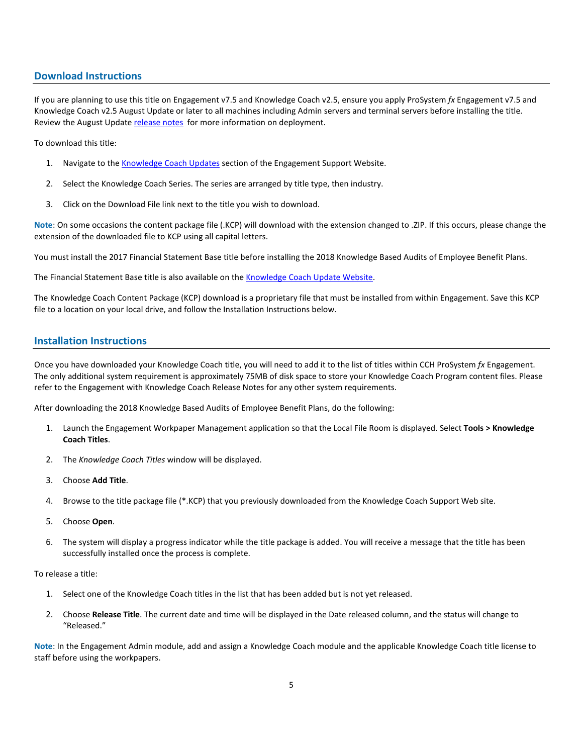## Download Instructions

If you are planning to use this title on Engagement v7.5 and Knowledge Coach v2.5, ensure you apply ProSystem *fx* Engagement v7.5 and Knowledge Coach v2.5 August Update or later to all machines including Admin servers and terminal servers before installing the title. Review the August Update release notes for more information on deployment.

To download this title:

1. Navigate to the Knowledge Coach Updates section of the Engagement Support Website.
2. Select the Knowledge Coach Series. The series are arranged by title type, then industry.
3. Click on the Download File link next to the title you wish to download.

**Note**: On some occasions the content package file (.KCP) will download with the extension changed to .ZIP. If this occurs, please change the extension of the downloaded file to KCP using all capital letters.

You must install the 2017 Financial Statement Base title before installing the 2018 Knowledge Based Audits of Employee Benefit Plans.

The Financial Statement Base title is also available on the Knowledge Coach Update Website.

The Knowledge Coach Content Package (KCP) download is a proprietary file that must be installed from within Engagement. Save this KCP file to a location on your local drive, and follow the Installation Instructions below.

## Installation Instructions

Once you have downloaded your Knowledge Coach title, you will need to add it to the list of titles within CCH ProSystem *fx* Engagement. The only additional system requirement is approximately 75MB of disk space to store your Knowledge Coach Program content files. Please refer to the Engagement with Knowledge Coach Release Notes for any other system requirements.

After downloading the 2018 Knowledge Based Audits of Employee Benefit Plans, do the following:

1. Launch the Engagement Workpaper Management application so that the Local File Room is displayed. Select **Tools > Knowledge Coach Titles**.
2. The *Knowledge Coach Titles* window will be displayed.
3. Choose **Add Title**.
4. Browse to the title package file (*.KCP) that you previously downloaded from the Knowledge Coach Support Web site.
5. Choose **Open**.
6. The system will display a progress indicator while the title package is added. You will receive a message that the title has been successfully installed once the process is complete.

To release a title:

1. Select one of the Knowledge Coach titles in the list that has been added but is not yet released.
2. Choose **Release Title**. The current date and time will be displayed in the Date released column, and the status will change to "Released."

**Note**: In the Engagement Admin module, add and assign a Knowledge Coach module and the applicable Knowledge Coach title license to staff before using the workpapers.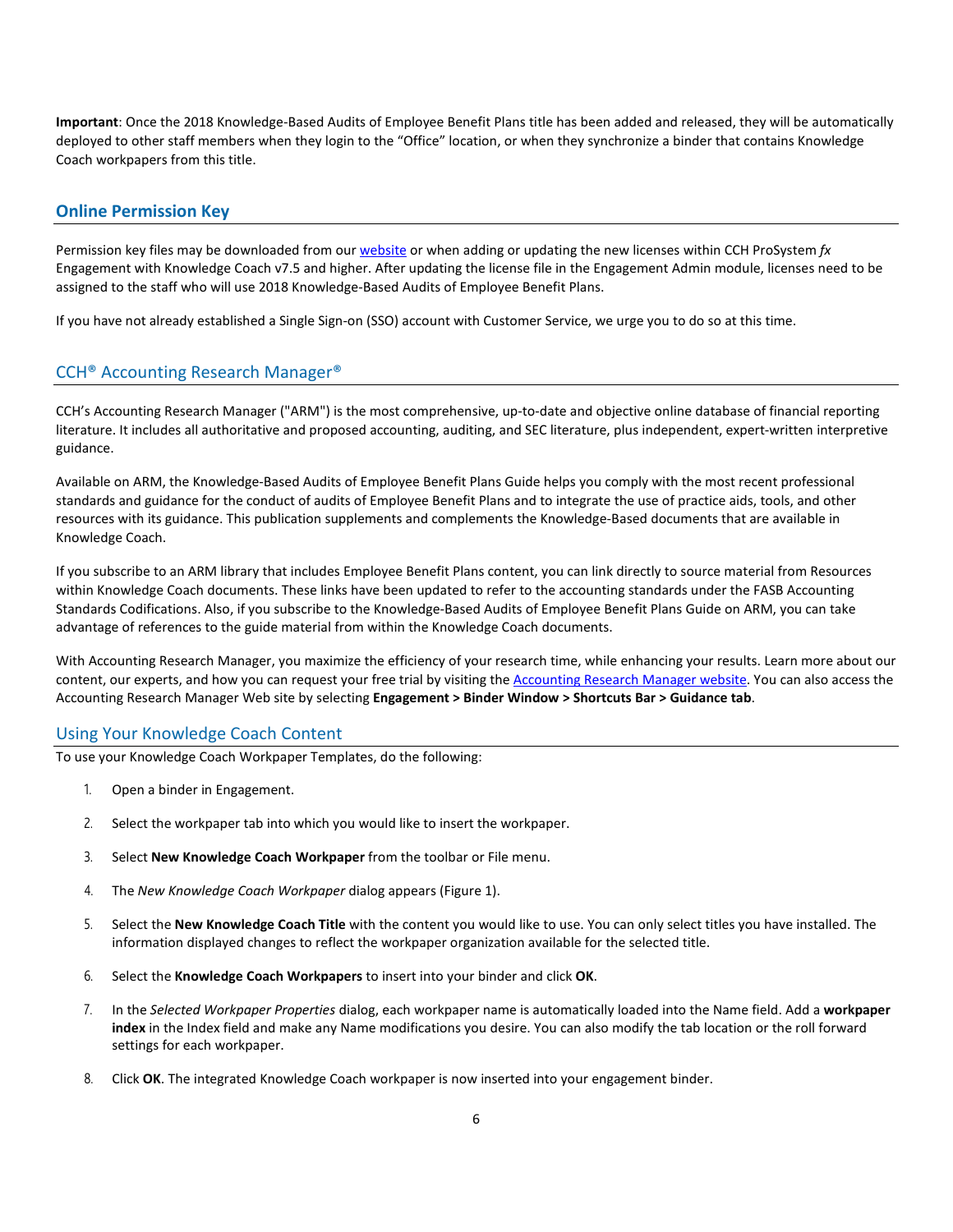**Important**: Once the 2018 Knowledge-Based Audits of Employee Benefit Plans title has been added and released, they will be automatically deployed to other staff members when they login to the "Office" location, or when they synchronize a binder that contains Knowledge Coach workpapers from this title.

## Online Permission Key

Permission key files may be downloaded from our [website](#) or when adding or updating the new licenses within CCH ProSystem *fx* Engagement with Knowledge Coach v7.5 and higher. After updating the license file in the Engagement Admin module, licenses need to be assigned to the staff who will use 2018 Knowledge-Based Audits of Employee Benefit Plans.

If you have not already established a Single Sign-on (SSO) account with Customer Service, we urge you to do so at this time.

## CCH® Accounting Research Manager®

CCH's Accounting Research Manager ("ARM") is the most comprehensive, up-to-date and objective online database of financial reporting literature. It includes all authoritative and proposed accounting, auditing, and SEC literature, plus independent, expert-written interpretive guidance.

Available on ARM, the Knowledge-Based Audits of Employee Benefit Plans Guide helps you comply with the most recent professional standards and guidance for the conduct of audits of Employee Benefit Plans and to integrate the use of practice aids, tools, and other resources with its guidance. This publication supplements and complements the Knowledge-Based documents that are available in Knowledge Coach.

If you subscribe to an ARM library that includes Employee Benefit Plans content, you can link directly to source material from Resources within Knowledge Coach documents. These links have been updated to refer to the accounting standards under the FASB Accounting Standards Codifications. Also, if you subscribe to the Knowledge-Based Audits of Employee Benefit Plans Guide on ARM, you can take advantage of references to the guide material from within the Knowledge Coach documents.

With Accounting Research Manager, you maximize the efficiency of your research time, while enhancing your results. Learn more about our content, our experts, and how you can request your free trial by visiting the [Accounting Research Manager website](#). You can also access the Accounting Research Manager Web site by selecting **Engagement > Binder Window > Shortcuts Bar > Guidance tab**.

## Using Your Knowledge Coach Content

To use your Knowledge Coach Workpaper Templates, do the following:

1. Open a binder in Engagement.
2. Select the workpaper tab into which you would like to insert the workpaper.
3. Select **New Knowledge Coach Workpaper** from the toolbar or File menu.
4. The *New Knowledge Coach Workpaper* dialog appears (Figure 1).
5. Select the **New Knowledge Coach Title** with the content you would like to use. You can only select titles you have installed. The information displayed changes to reflect the workpaper organization available for the selected title.
6. Select the **Knowledge Coach Workpapers** to insert into your binder and click **OK**.
7. In the *Selected Workpaper Properties* dialog, each workpaper name is automatically loaded into the Name field. Add a **workpaper index** in the Index field and make any Name modifications you desire. You can also modify the tab location or the roll forward settings for each workpaper.
8. Click **OK**. The integrated Knowledge Coach workpaper is now inserted into your engagement binder.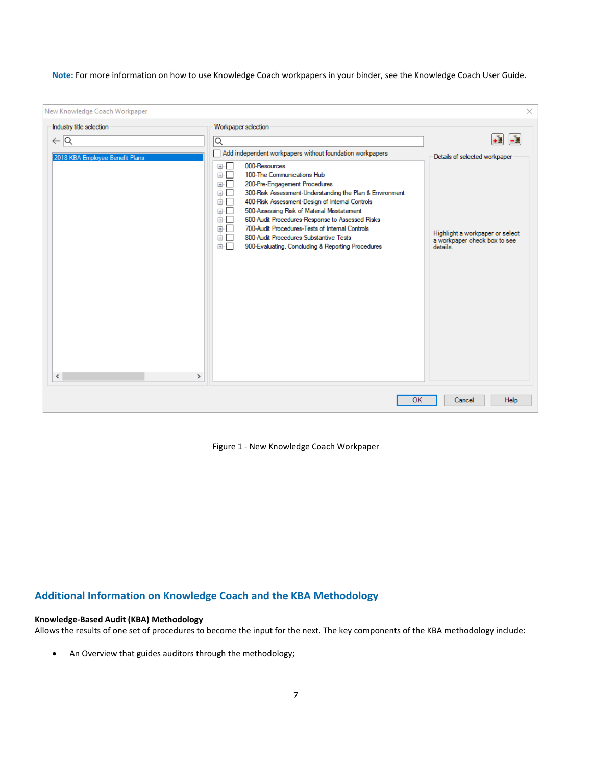**Note:** For more information on how to use Knowledge Coach workpapers in your binder, see the Knowledge Coach User Guide.

Figure 1 - New Knowledge Coach Workpaper

## Additional Information on Knowledge Coach and the KBA Methodology

**Knowledge-Based Audit (KBA) Methodology**
Allows the results of one set of procedures to become the input for the next. The key components of the KBA methodology include:

- An Overview that guides auditors through the methodology;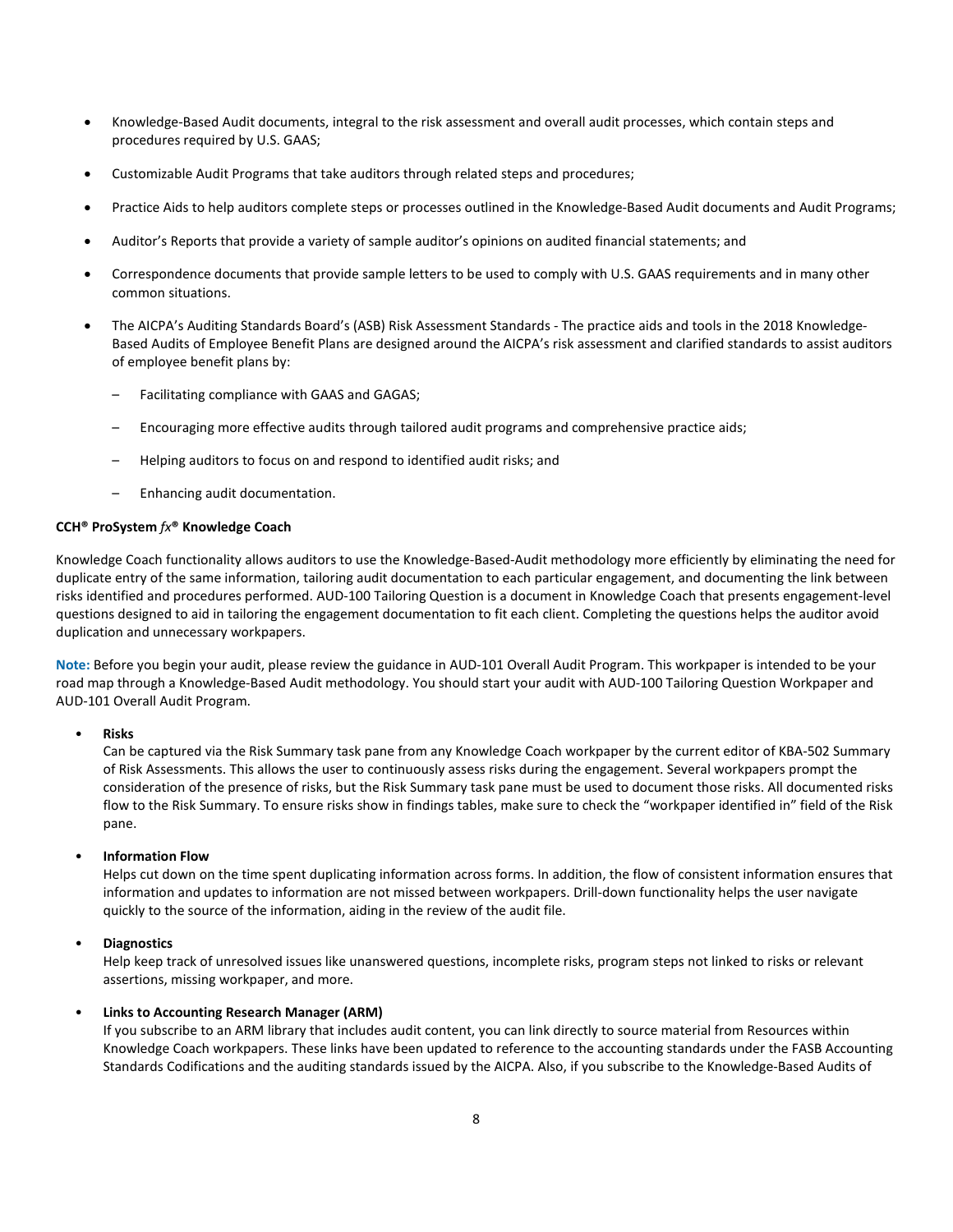- Knowledge-Based Audit documents, integral to the risk assessment and overall audit processes, which contain steps and procedures required by U.S. GAAS;
- Customizable Audit Programs that take auditors through related steps and procedures;
- Practice Aids to help auditors complete steps or processes outlined in the Knowledge-Based Audit documents and Audit Programs;
- Auditor's Reports that provide a variety of sample auditor's opinions on audited financial statements; and
- Correspondence documents that provide sample letters to be used to comply with U.S. GAAS requirements and in many other common situations.
- The AICPA's Auditing Standards Board's (ASB) Risk Assessment Standards - The practice aids and tools in the 2018 Knowledge-Based Audits of Employee Benefit Plans are designed around the AICPA's risk assessment and clarified standards to assist auditors of employee benefit plans by:
  - Facilitating compliance with GAAS and GAGAS;
  - Encouraging more effective audits through tailored audit programs and comprehensive practice aids;
  - Helping auditors to focus on and respond to identified audit risks; and
  - Enhancing audit documentation.

**CCH® ProSystem *fx*® Knowledge Coach**

Knowledge Coach functionality allows auditors to use the Knowledge-Based-Audit methodology more efficiently by eliminating the need for duplicate entry of the same information, tailoring audit documentation to each particular engagement, and documenting the link between risks identified and procedures performed. AUD-100 Tailoring Question is a document in Knowledge Coach that presents engagement-level questions designed to aid in tailoring the engagement documentation to fit each client. Completing the questions helps the auditor avoid duplication and unnecessary workpapers.

**Note:** Before you begin your audit, please review the guidance in AUD-101 Overall Audit Program. This workpaper is intended to be your road map through a Knowledge-Based Audit methodology. You should start your audit with AUD-100 Tailoring Question Workpaper and AUD-101 Overall Audit Program.

- **Risks**
  Can be captured via the Risk Summary task pane from any Knowledge Coach workpaper by the current editor of KBA-502 Summary of Risk Assessments. This allows the user to continuously assess risks during the engagement. Several workpapers prompt the consideration of the presence of risks, but the Risk Summary task pane must be used to document those risks. All documented risks flow to the Risk Summary. To ensure risks show in findings tables, make sure to check the "workpaper identified in" field of the Risk pane.

- **Information Flow**
  Helps cut down on the time spent duplicating information across forms. In addition, the flow of consistent information ensures that information and updates to information are not missed between workpapers. Drill-down functionality helps the user navigate quickly to the source of the information, aiding in the review of the audit file.

- **Diagnostics**
  Help keep track of unresolved issues like unanswered questions, incomplete risks, program steps not linked to risks or relevant assertions, missing workpaper, and more.

- **Links to Accounting Research Manager (ARM)**
  If you subscribe to an ARM library that includes audit content, you can link directly to source material from Resources within Knowledge Coach workpapers. These links have been updated to reference to the accounting standards under the FASB Accounting Standards Codifications and the auditing standards issued by the AICPA. Also, if you subscribe to the Knowledge-Based Audits of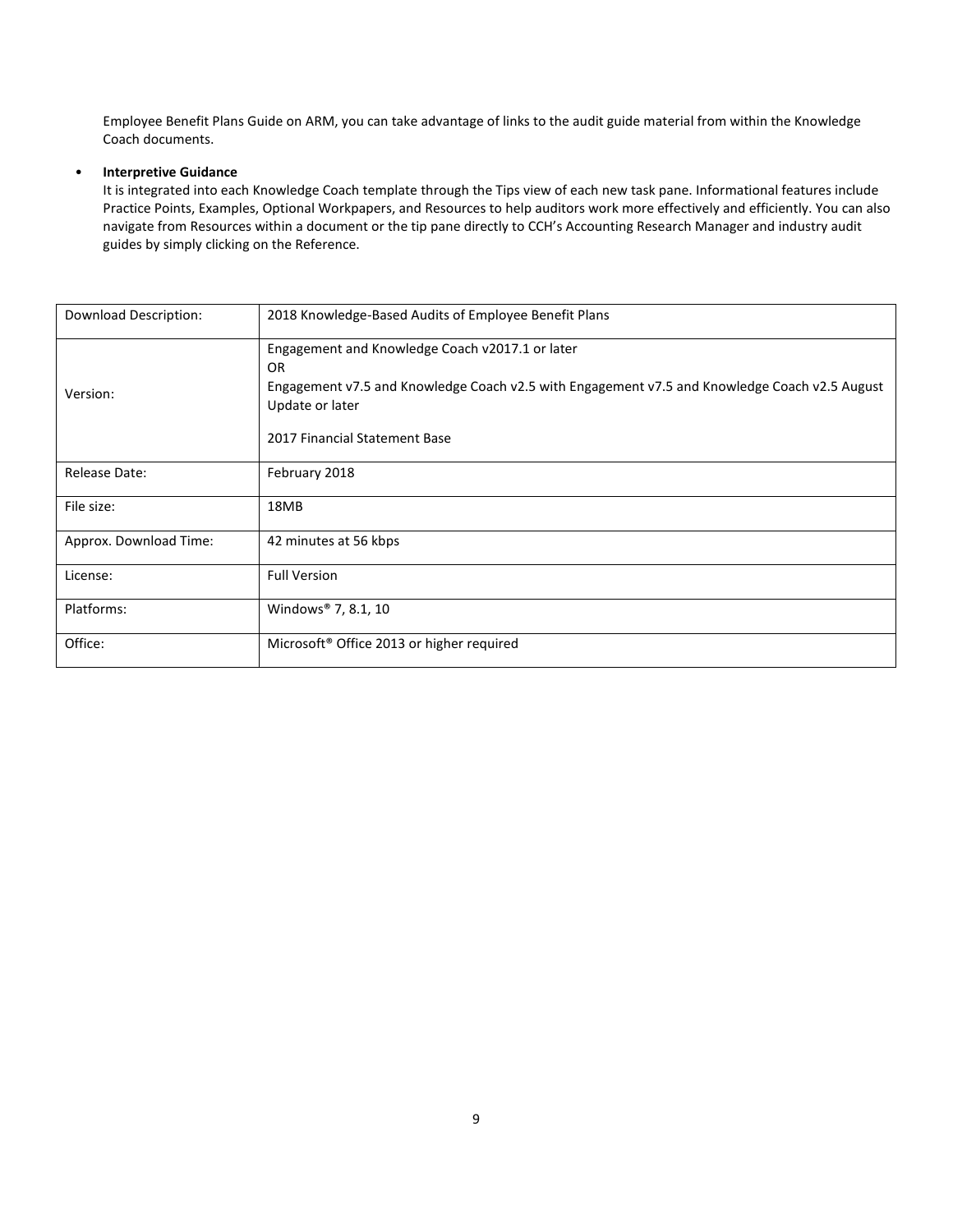Employee Benefit Plans Guide on ARM, you can take advantage of links to the audit guide material from within the Knowledge Coach documents.

- **Interpretive Guidance**
  It is integrated into each Knowledge Coach template through the Tips view of each new task pane. Informational features include Practice Points, Examples, Optional Workpapers, and Resources to help auditors work more effectively and efficiently. You can also navigate from Resources within a document or the tip pane directly to CCH's Accounting Research Manager and industry audit guides by simply clicking on the Reference.

| | |
|---|---|
| Download Description: | 2018 Knowledge-Based Audits of Employee Benefit Plans |
| Version: | Engagement and Knowledge Coach v2017.1 or later<br>OR<br>Engagement v7.5 and Knowledge Coach v2.5 with Engagement v7.5 and Knowledge Coach v2.5 August Update or later<br><br>2017 Financial Statement Base |
| Release Date: | February 2018 |
| File size: | 18MB |
| Approx. Download Time: | 42 minutes at 56 kbps |
| License: | Full Version |
| Platforms: | Windows® 7, 8.1, 10 |
| Office: | Microsoft® Office 2013 or higher required |